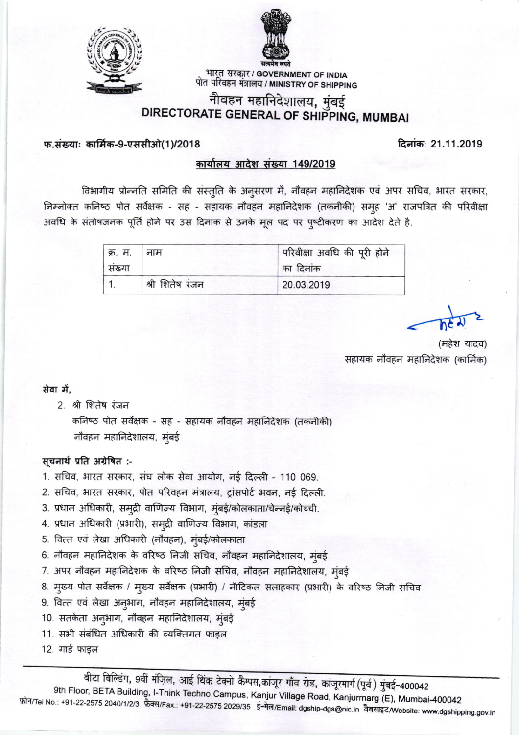भारत सरकार / GOVERNMENT OF INDIA
पोत परिवहन मंत्रालय / MINISTRY OF SHIPPING

# नौवहन महानिदेशालय, मुंबई
# DIRECTORATE GENERAL OF SHIPPING, MUMBAI

**फ.संख्याः कार्मिक-9-एससीओ(1)/2018** **दिनांक: 21.11.2019**

**कार्यालय आदेश संख्या 149/2019**

विभागीय प्रोन्नति समिति की संस्तुति के अनुसरण में, नौवहन महानिदेशक एवं अपर सचिव, भारत सरकार, निम्नोक्त कनिष्ठ पोत सर्वेक्षक - सह - सहायक नौवहन महानिदेशक (तकनीकी) समूह 'अ' राजपत्रित की परिवीक्षा अवधि के संतोषजनक पूर्ति होने पर उस दिनांक से उनके मूल पद पर पुष्टीकरण का आदेश देते है.

| क्र. म. संख्या | नाम | परिवीक्षा अवधि की पूरी होने का दिनांक |
|---|---|---|
| 1. | श्री शितेष रंजन | 20.03.2019 |

(महेश यादव)
सहायक नौवहन महानिदेशक (कार्मिक)

**सेवा में,**

2. श्री शितेष रंजन
 कनिष्ठ पोत सर्वेक्षक - सह - सहायक नौवहन महानिदेशक (तकनीकी)
 नौवहन महानिदेशालय, मुंबई

**सूचनार्थ प्रति अग्रेषित :-**

1. सचिव, भारत सरकार, संघ लोक सेवा आयोग, नई दिल्ली - 110 069.
2. सचिव, भारत सरकार, पोत परिवहन मंत्रालय, ट्रांसपोर्ट भवन, नई दिल्ली.
3. प्रधान अधिकारी, समुद्री वाणिज्य विभाग, मुंबई/कोलकाता/चेन्नई/कोच्ची.
4. प्रधान अधिकारी (प्रभारी), समुद्री वाणिज्य विभाग, कांडला
5. वित्त एवं लेखा अधिकारी (नौवहन), मुंबई/कोलकाता
6. नौवहन महानिदेशक के वरिष्ठ निजी सचिव, नौवहन महानिदेशालय, मुंबई
7. अपर नौवहन महानिदेशक के वरिष्ठ निजी सचिव, नौवहन महानिदेशालय, मुंबई
8. मुख्य पोत सर्वेक्षक / मुख्य सर्वेक्षक (प्रभारी) / नॉटिकल सलाहकार (प्रभारी) के वरिष्ठ निजी सचिव
9. वित्त एवं लेखा अनुभाग, नौवहन महानिदेशालय, मुंबई
10. सतर्कता अनुभाग, नौवहन महानिदेशालय, मुंबई
11. सभी संबंधित अधिकारी की व्यक्तिगत फाइल
12. गार्ड फाइल

बीटा बिल्डिंग, 9वीं मंज़िल, आई थिंक टेक्नो कैम्पस, कांजूर गाँव रोड, कांजूरमार्ग (पूर्व) मुंबई-400042
9th Floor, BETA Building, I-Think Techno Campus, Kanjur Village Road, Kanjurmarg (E), Mumbai-400042
फ़ोन/Tel No.: +91-22-2575 2040/1/2/3 फ़ैक्स/Fax.: +91-22-2575 2029/35 ई-मेल/Email: dgship-dgs@nic.in वैबसाइट/Website: www.dgshipping.gov.in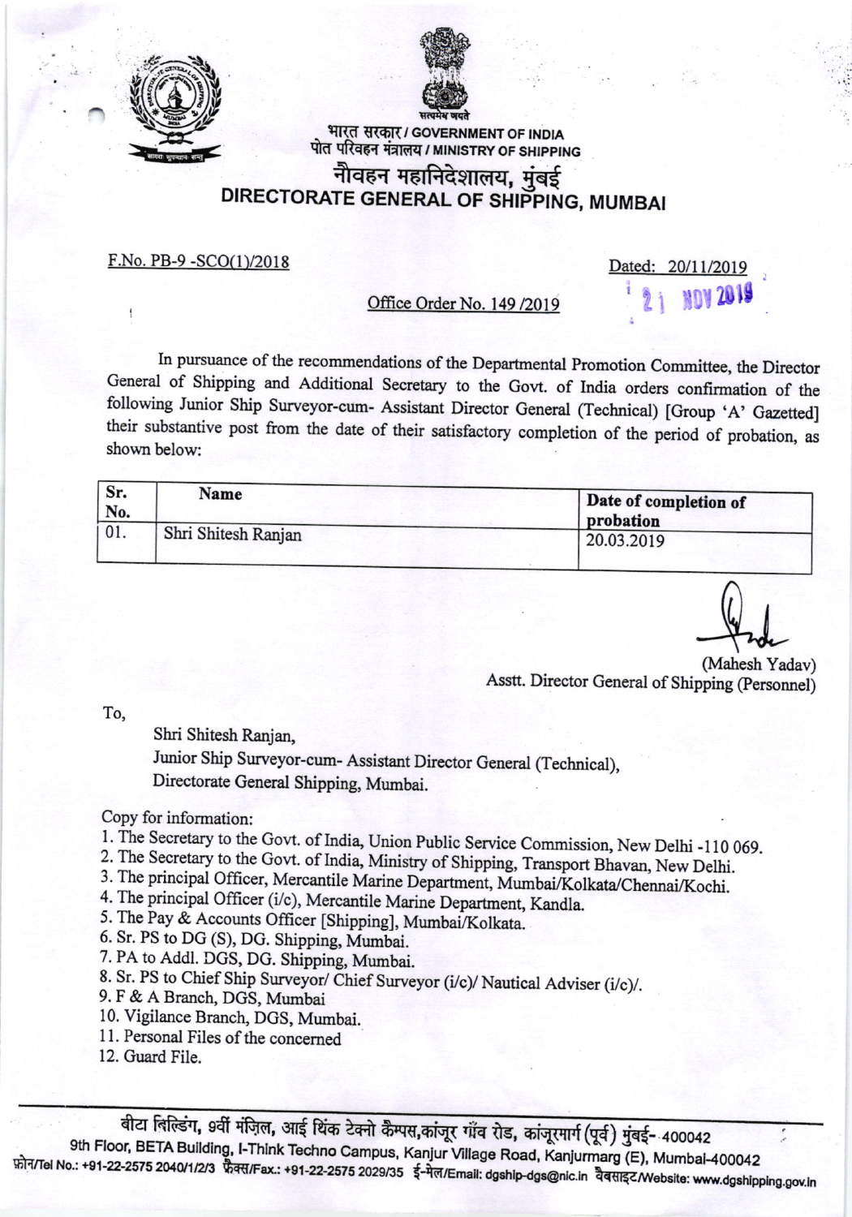भारत सरकार / GOVERNMENT OF INDIA
पोत परिवहन मंत्रालय / MINISTRY OF SHIPPING

# नौवहन महानिदेशालय, मुंबई
# DIRECTORATE GENERAL OF SHIPPING, MUMBAI

F.No. PB-9 -SCO(1)/2018

Dated: 20/11/2019

21 NOV 2019

Office Order No. 149 /2019

In pursuance of the recommendations of the Departmental Promotion Committee, the Director General of Shipping and Additional Secretary to the Govt. of India orders confirmation of the following Junior Ship Surveyor-cum- Assistant Director General (Technical) [Group 'A' Gazetted] their substantive post from the date of their satisfactory completion of the period of probation, as shown below:

| Sr. No. | Name | Date of completion of probation |
|---|---|---|
| 01. | Shri Shitesh Ranjan | 20.03.2019 |

(Mahesh Yadav)
Asstt. Director General of Shipping (Personnel)

To,

Shri Shitesh Ranjan,
Junior Ship Surveyor-cum- Assistant Director General (Technical),
Directorate General Shipping, Mumbai.

Copy for information:

1. The Secretary to the Govt. of India, Union Public Service Commission, New Delhi -110 069.
2. The Secretary to the Govt. of India, Ministry of Shipping, Transport Bhavan, New Delhi.
3. The principal Officer, Mercantile Marine Department, Mumbai/Kolkata/Chennai/Kochi.
4. The principal Officer (i/c), Mercantile Marine Department, Kandla.
5. The Pay & Accounts Officer [Shipping], Mumbai/Kolkata.
6. Sr. PS to DG (S), DG. Shipping, Mumbai.
7. PA to Addl. DGS, DG. Shipping, Mumbai.
8. Sr. PS to Chief Ship Surveyor/ Chief Surveyor (i/c)/ Nautical Adviser (i/c)/.
9. F & A Branch, DGS, Mumbai
10. Vigilance Branch, DGS, Mumbai.
11. Personal Files of the concerned
12. Guard File.

बीटा बिल्डिंग, 9वीं मंज़िल, आई थिंक टेक्नो कैम्पस,कांजूर गाँव रोड, कांजूरमार्ग (पूर्व) मुंबई- 400042
9th Floor, BETA Building, I-Think Techno Campus, Kanjur Village Road, Kanjurmarg (E), Mumbai-400042
फ़ोन/Tel No.: +91-22-2575 2040/1/2/3 फैक्स/Fax.: +91-22-2575 2029/35 ई-मेल/Email: dgship-dgs@nic.in वैबसाइट/Website: www.dgshipping.gov.in